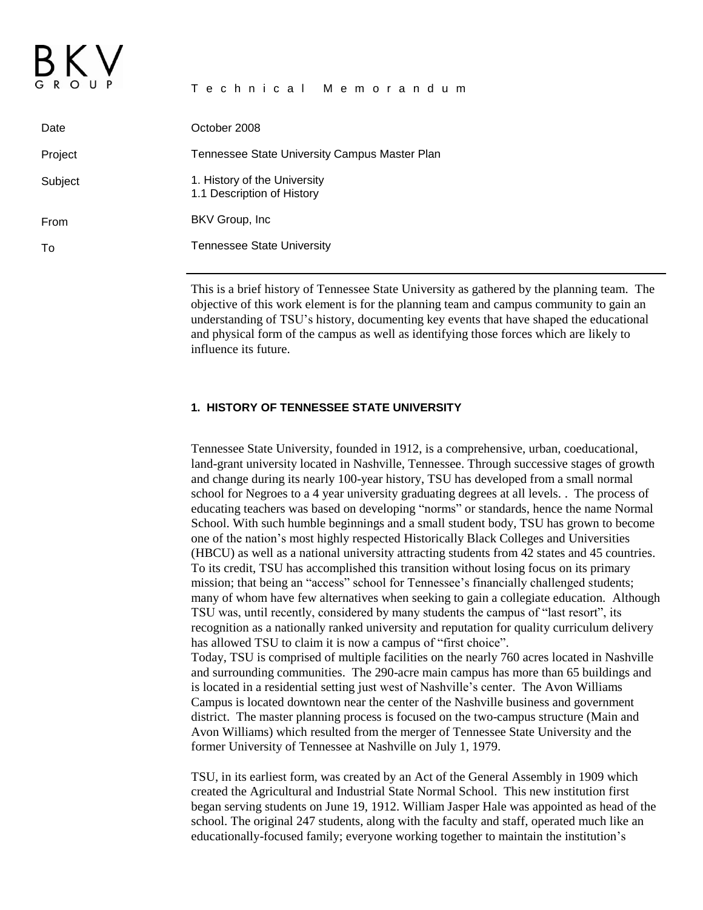BKV GROUP

Technical Memorandum

| | |
|---|---|
| Date | October 2008 |
| Project | Tennessee State University Campus Master Plan |
| Subject | 1. History of the University<br>1.1 Description of History |
| From | BKV Group, Inc |
| To | Tennessee State University |

This is a brief history of Tennessee State University as gathered by the planning team. The objective of this work element is for the planning team and campus community to gain an understanding of TSU's history, documenting key events that have shaped the educational and physical form of the campus as well as identifying those forces which are likely to influence its future.

## 1. HISTORY OF TENNESSEE STATE UNIVERSITY

Tennessee State University, founded in 1912, is a comprehensive, urban, coeducational, land-grant university located in Nashville, Tennessee. Through successive stages of growth and change during its nearly 100-year history, TSU has developed from a small normal school for Negroes to a 4 year university graduating degrees at all levels. . The process of educating teachers was based on developing "norms" or standards, hence the name Normal School. With such humble beginnings and a small student body, TSU has grown to become one of the nation's most highly respected Historically Black Colleges and Universities (HBCU) as well as a national university attracting students from 42 states and 45 countries. To its credit, TSU has accomplished this transition without losing focus on its primary mission; that being an "access" school for Tennessee's financially challenged students; many of whom have few alternatives when seeking to gain a collegiate education. Although TSU was, until recently, considered by many students the campus of "last resort", its recognition as a nationally ranked university and reputation for quality curriculum delivery has allowed TSU to claim it is now a campus of "first choice".

Today, TSU is comprised of multiple facilities on the nearly 760 acres located in Nashville and surrounding communities. The 290-acre main campus has more than 65 buildings and is located in a residential setting just west of Nashville's center. The Avon Williams Campus is located downtown near the center of the Nashville business and government district. The master planning process is focused on the two-campus structure (Main and Avon Williams) which resulted from the merger of Tennessee State University and the former University of Tennessee at Nashville on July 1, 1979.

TSU, in its earliest form, was created by an Act of the General Assembly in 1909 which created the Agricultural and Industrial State Normal School. This new institution first began serving students on June 19, 1912. William Jasper Hale was appointed as head of the school. The original 247 students, along with the faculty and staff, operated much like an educationally-focused family; everyone working together to maintain the institution's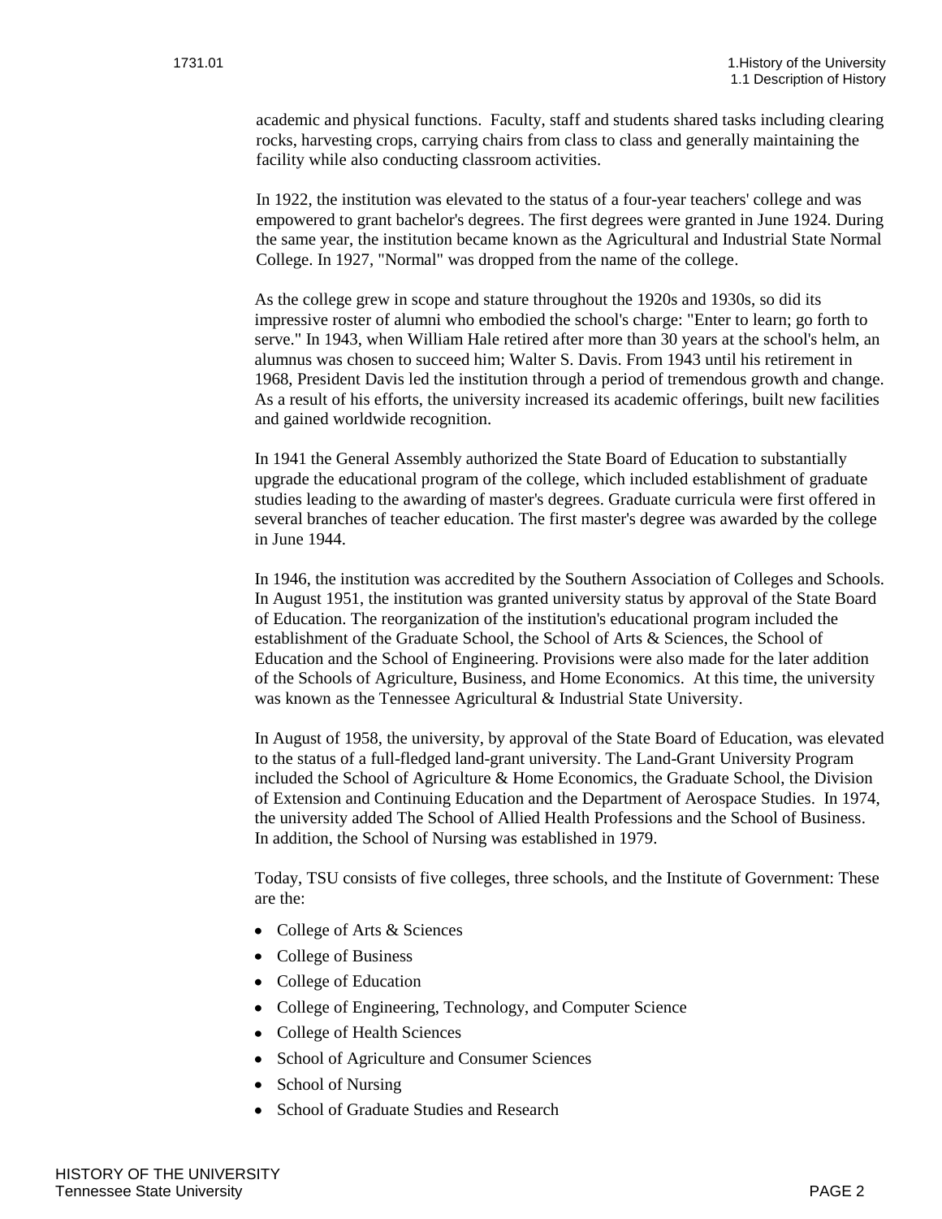academic and physical functions. Faculty, staff and students shared tasks including clearing rocks, harvesting crops, carrying chairs from class to class and generally maintaining the facility while also conducting classroom activities.

In 1922, the institution was elevated to the status of a four-year teachers' college and was empowered to grant bachelor's degrees. The first degrees were granted in June 1924. During the same year, the institution became known as the Agricultural and Industrial State Normal College. In 1927, "Normal" was dropped from the name of the college.

As the college grew in scope and stature throughout the 1920s and 1930s, so did its impressive roster of alumni who embodied the school's charge: "Enter to learn; go forth to serve." In 1943, when William Hale retired after more than 30 years at the school's helm, an alumnus was chosen to succeed him; Walter S. Davis. From 1943 until his retirement in 1968, President Davis led the institution through a period of tremendous growth and change. As a result of his efforts, the university increased its academic offerings, built new facilities and gained worldwide recognition.

In 1941 the General Assembly authorized the State Board of Education to substantially upgrade the educational program of the college, which included establishment of graduate studies leading to the awarding of master's degrees. Graduate curricula were first offered in several branches of teacher education. The first master's degree was awarded by the college in June 1944.

In 1946, the institution was accredited by the Southern Association of Colleges and Schools. In August 1951, the institution was granted university status by approval of the State Board of Education. The reorganization of the institution's educational program included the establishment of the Graduate School, the School of Arts & Sciences, the School of Education and the School of Engineering. Provisions were also made for the later addition of the Schools of Agriculture, Business, and Home Economics. At this time, the university was known as the Tennessee Agricultural & Industrial State University.

In August of 1958, the university, by approval of the State Board of Education, was elevated to the status of a full-fledged land-grant university. The Land-Grant University Program included the School of Agriculture & Home Economics, the Graduate School, the Division of Extension and Continuing Education and the Department of Aerospace Studies. In 1974, the university added The School of Allied Health Professions and the School of Business. In addition, the School of Nursing was established in 1979.

Today, TSU consists of five colleges, three schools, and the Institute of Government: These are the:

- College of Arts & Sciences
- College of Business
- College of Education
- College of Engineering, Technology, and Computer Science
- College of Health Sciences
- School of Agriculture and Consumer Sciences
- School of Nursing
- School of Graduate Studies and Research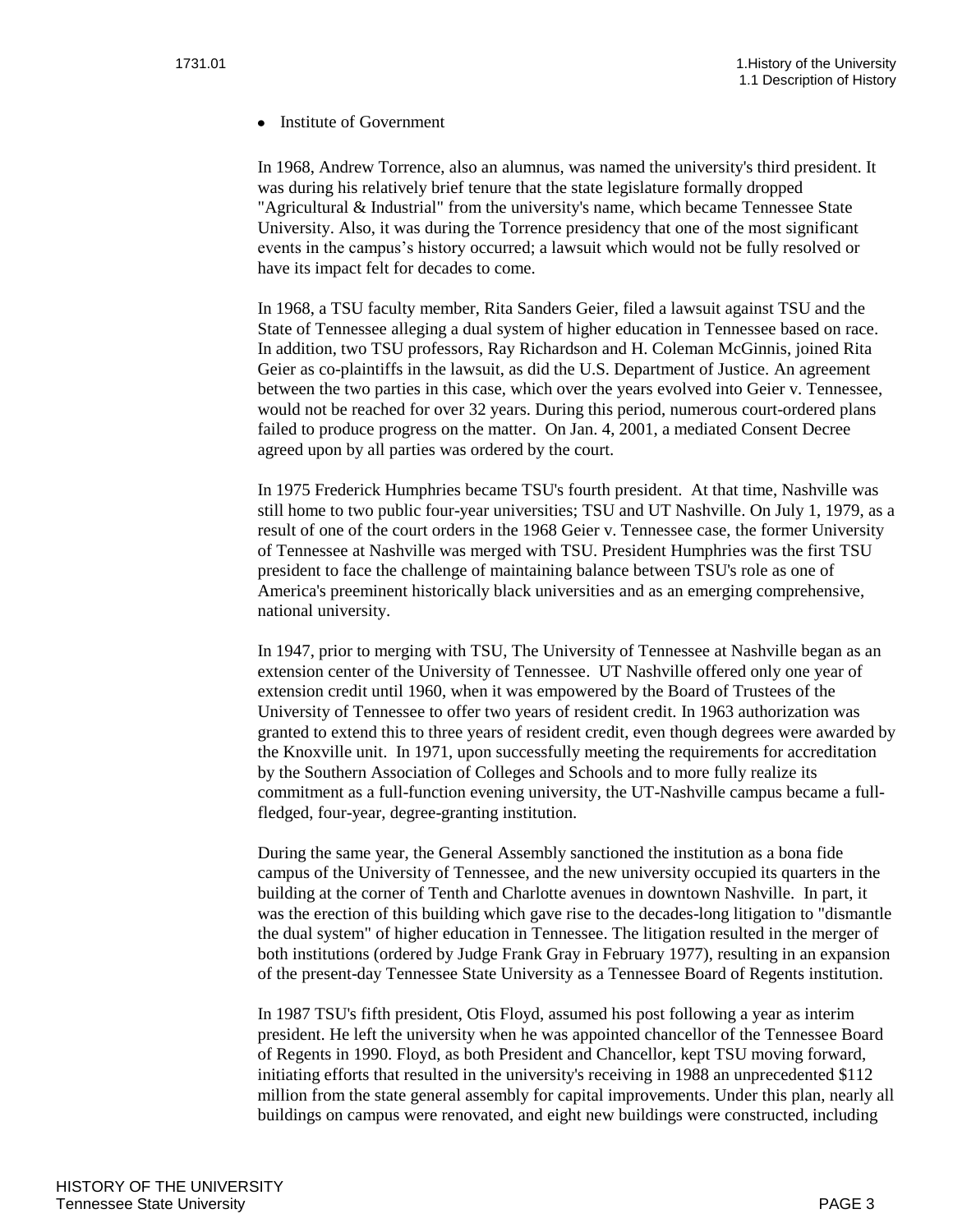- Institute of Government

In 1968, Andrew Torrence, also an alumnus, was named the university's third president. It was during his relatively brief tenure that the state legislature formally dropped "Agricultural & Industrial" from the university's name, which became Tennessee State University. Also, it was during the Torrence presidency that one of the most significant events in the campus's history occurred; a lawsuit which would not be fully resolved or have its impact felt for decades to come.

In 1968, a TSU faculty member, Rita Sanders Geier, filed a lawsuit against TSU and the State of Tennessee alleging a dual system of higher education in Tennessee based on race. In addition, two TSU professors, Ray Richardson and H. Coleman McGinnis, joined Rita Geier as co-plaintiffs in the lawsuit, as did the U.S. Department of Justice. An agreement between the two parties in this case, which over the years evolved into Geier v. Tennessee, would not be reached for over 32 years. During this period, numerous court-ordered plans failed to produce progress on the matter. On Jan. 4, 2001, a mediated Consent Decree agreed upon by all parties was ordered by the court.

In 1975 Frederick Humphries became TSU's fourth president. At that time, Nashville was still home to two public four-year universities; TSU and UT Nashville. On July 1, 1979, as a result of one of the court orders in the 1968 Geier v. Tennessee case, the former University of Tennessee at Nashville was merged with TSU. President Humphries was the first TSU president to face the challenge of maintaining balance between TSU's role as one of America's preeminent historically black universities and as an emerging comprehensive, national university.

In 1947, prior to merging with TSU, The University of Tennessee at Nashville began as an extension center of the University of Tennessee. UT Nashville offered only one year of extension credit until 1960, when it was empowered by the Board of Trustees of the University of Tennessee to offer two years of resident credit. In 1963 authorization was granted to extend this to three years of resident credit, even though degrees were awarded by the Knoxville unit. In 1971, upon successfully meeting the requirements for accreditation by the Southern Association of Colleges and Schools and to more fully realize its commitment as a full-function evening university, the UT-Nashville campus became a full-fledged, four-year, degree-granting institution.

During the same year, the General Assembly sanctioned the institution as a bona fide campus of the University of Tennessee, and the new university occupied its quarters in the building at the corner of Tenth and Charlotte avenues in downtown Nashville. In part, it was the erection of this building which gave rise to the decades-long litigation to "dismantle the dual system" of higher education in Tennessee. The litigation resulted in the merger of both institutions (ordered by Judge Frank Gray in February 1977), resulting in an expansion of the present-day Tennessee State University as a Tennessee Board of Regents institution.

In 1987 TSU's fifth president, Otis Floyd, assumed his post following a year as interim president. He left the university when he was appointed chancellor of the Tennessee Board of Regents in 1990. Floyd, as both President and Chancellor, kept TSU moving forward, initiating efforts that resulted in the university's receiving in 1988 an unprecedented $112 million from the state general assembly for capital improvements. Under this plan, nearly all buildings on campus were renovated, and eight new buildings were constructed, including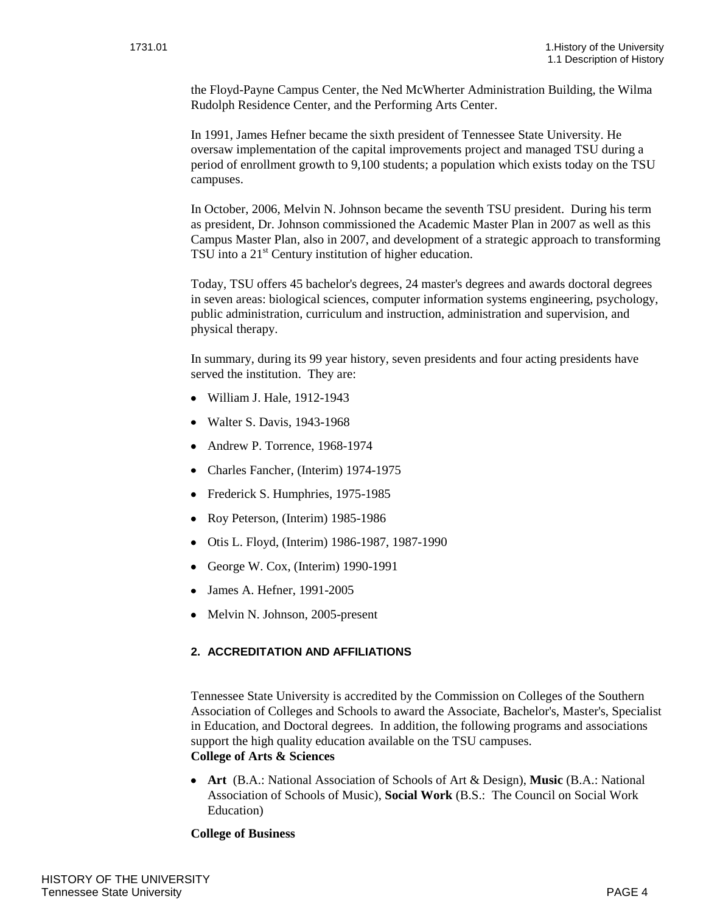the Floyd-Payne Campus Center, the Ned McWherter Administration Building, the Wilma Rudolph Residence Center, and the Performing Arts Center.

In 1991, James Hefner became the sixth president of Tennessee State University. He oversaw implementation of the capital improvements project and managed TSU during a period of enrollment growth to 9,100 students; a population which exists today on the TSU campuses.

In October, 2006, Melvin N. Johnson became the seventh TSU president. During his term as president, Dr. Johnson commissioned the Academic Master Plan in 2007 as well as this Campus Master Plan, also in 2007, and development of a strategic approach to transforming TSU into a 21st Century institution of higher education.

Today, TSU offers 45 bachelor's degrees, 24 master's degrees and awards doctoral degrees in seven areas: biological sciences, computer information systems engineering, psychology, public administration, curriculum and instruction, administration and supervision, and physical therapy.

In summary, during its 99 year history, seven presidents and four acting presidents have served the institution. They are:

- William J. Hale, 1912-1943
- Walter S. Davis, 1943-1968
- Andrew P. Torrence, 1968-1974
- Charles Fancher, (Interim) 1974-1975
- Frederick S. Humphries, 1975-1985
- Roy Peterson, (Interim) 1985-1986
- Otis L. Floyd, (Interim) 1986-1987, 1987-1990
- George W. Cox, (Interim) 1990-1991
- James A. Hefner, 1991-2005
- Melvin N. Johnson, 2005-present

## 2. ACCREDITATION AND AFFILIATIONS

Tennessee State University is accredited by the Commission on Colleges of the Southern Association of Colleges and Schools to award the Associate, Bachelor's, Master's, Specialist in Education, and Doctoral degrees. In addition, the following programs and associations support the high quality education available on the TSU campuses.

**College of Arts & Sciences**

- **Art** (B.A.: National Association of Schools of Art & Design), **Music** (B.A.: National Association of Schools of Music), **Social Work** (B.S.: The Council on Social Work Education)

**College of Business**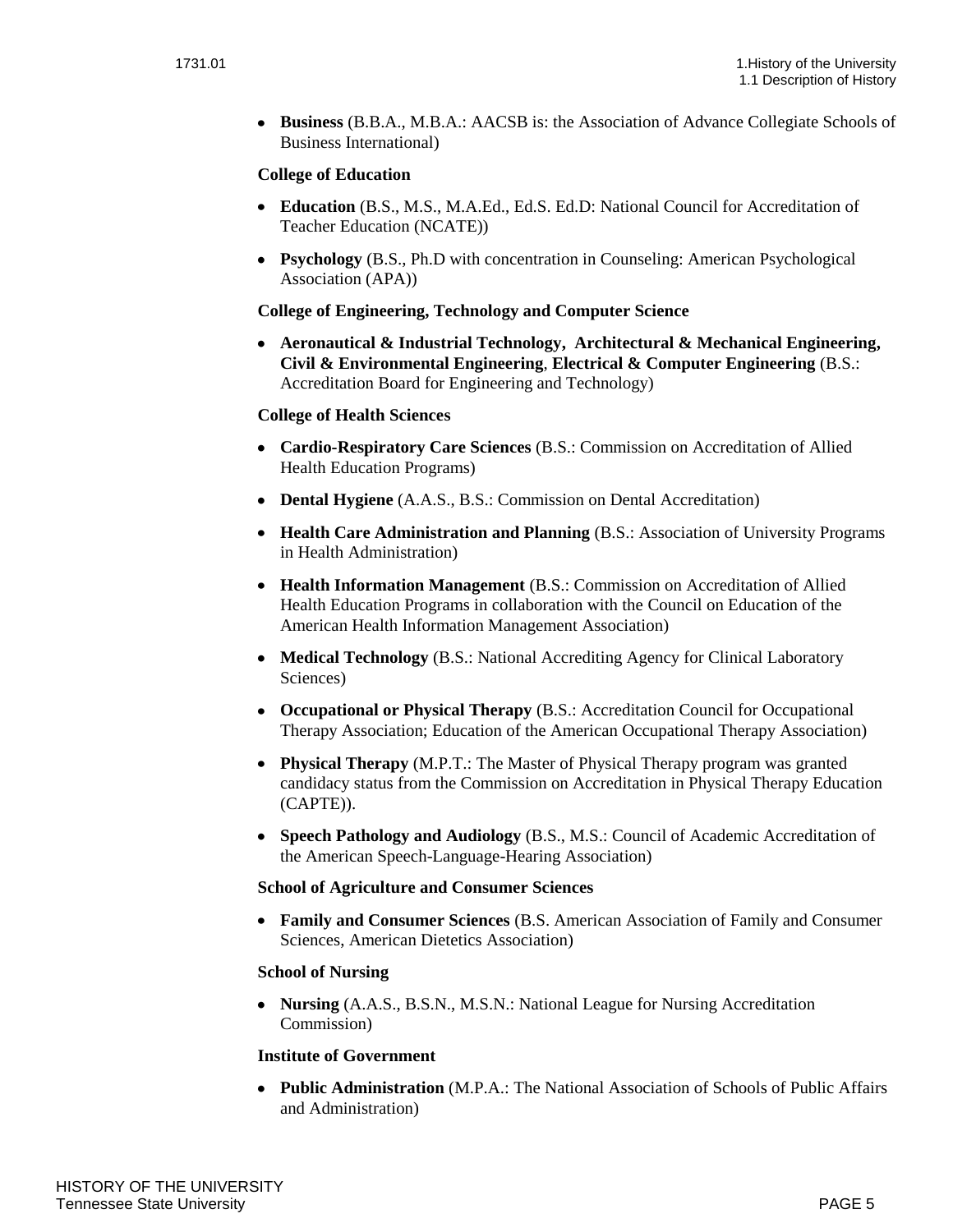- **Business** (B.B.A., M.B.A.: AACSB is: the Association of Advance Collegiate Schools of Business International)

**College of Education**

- **Education** (B.S., M.S., M.A.Ed., Ed.S. Ed.D: National Council for Accreditation of Teacher Education (NCATE))
- **Psychology** (B.S., Ph.D with concentration in Counseling: American Psychological Association (APA))

**College of Engineering, Technology and Computer Science**

- **Aeronautical & Industrial Technology, Architectural & Mechanical Engineering, Civil & Environmental Engineering**, **Electrical & Computer Engineering** (B.S.: Accreditation Board for Engineering and Technology)

**College of Health Sciences**

- **Cardio-Respiratory Care Sciences** (B.S.: Commission on Accreditation of Allied Health Education Programs)
- **Dental Hygiene** (A.A.S., B.S.: Commission on Dental Accreditation)
- **Health Care Administration and Planning** (B.S.: Association of University Programs in Health Administration)
- **Health Information Management** (B.S.: Commission on Accreditation of Allied Health Education Programs in collaboration with the Council on Education of the American Health Information Management Association)
- **Medical Technology** (B.S.: National Accrediting Agency for Clinical Laboratory Sciences)
- **Occupational or Physical Therapy** (B.S.: Accreditation Council for Occupational Therapy Association; Education of the American Occupational Therapy Association)
- **Physical Therapy** (M.P.T.: The Master of Physical Therapy program was granted candidacy status from the Commission on Accreditation in Physical Therapy Education (CAPTE)).
- **Speech Pathology and Audiology** (B.S., M.S.: Council of Academic Accreditation of the American Speech-Language-Hearing Association)

**School of Agriculture and Consumer Sciences**

- **Family and Consumer Sciences** (B.S. American Association of Family and Consumer Sciences, American Dietetics Association)

**School of Nursing**

- **Nursing** (A.A.S., B.S.N., M.S.N.: National League for Nursing Accreditation Commission)

**Institute of Government**

- **Public Administration** (M.P.A.: The National Association of Schools of Public Affairs and Administration)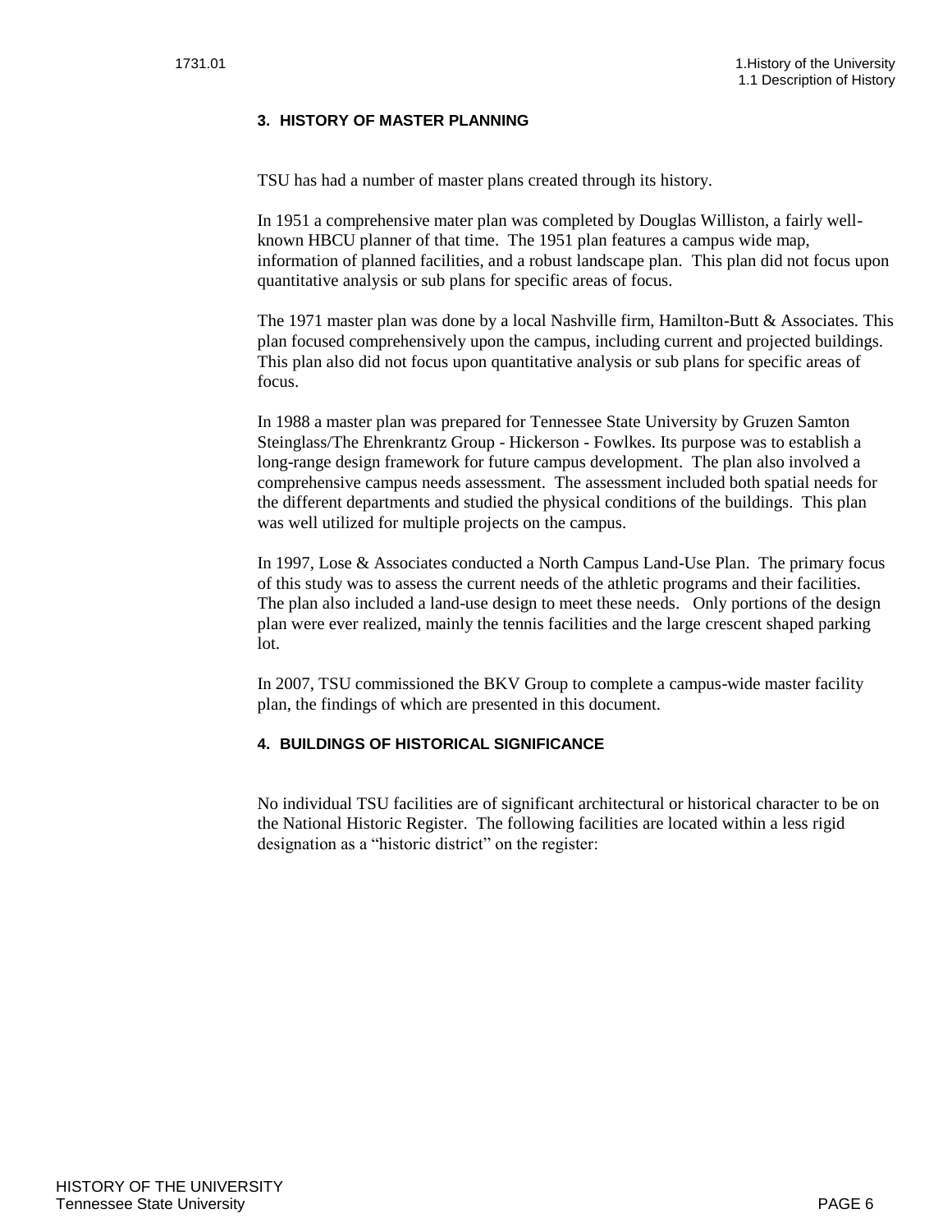### 3. HISTORY OF MASTER PLANNING

TSU has had a number of master plans created through its history.

In 1951 a comprehensive mater plan was completed by Douglas Williston, a fairly well-known HBCU planner of that time. The 1951 plan features a campus wide map, information of planned facilities, and a robust landscape plan. This plan did not focus upon quantitative analysis or sub plans for specific areas of focus.

The 1971 master plan was done by a local Nashville firm, Hamilton-Butt & Associates. This plan focused comprehensively upon the campus, including current and projected buildings. This plan also did not focus upon quantitative analysis or sub plans for specific areas of focus.

In 1988 a master plan was prepared for Tennessee State University by Gruzen Samton Steinglass/The Ehrenkrantz Group - Hickerson - Fowlkes. Its purpose was to establish a long-range design framework for future campus development. The plan also involved a comprehensive campus needs assessment. The assessment included both spatial needs for the different departments and studied the physical conditions of the buildings. This plan was well utilized for multiple projects on the campus.

In 1997, Lose & Associates conducted a North Campus Land-Use Plan. The primary focus of this study was to assess the current needs of the athletic programs and their facilities. The plan also included a land-use design to meet these needs. Only portions of the design plan were ever realized, mainly the tennis facilities and the large crescent shaped parking lot.

In 2007, TSU commissioned the BKV Group to complete a campus-wide master facility plan, the findings of which are presented in this document.

### 4. BUILDINGS OF HISTORICAL SIGNIFICANCE

No individual TSU facilities are of significant architectural or historical character to be on the National Historic Register. The following facilities are located within a less rigid designation as a “historic district” on the register: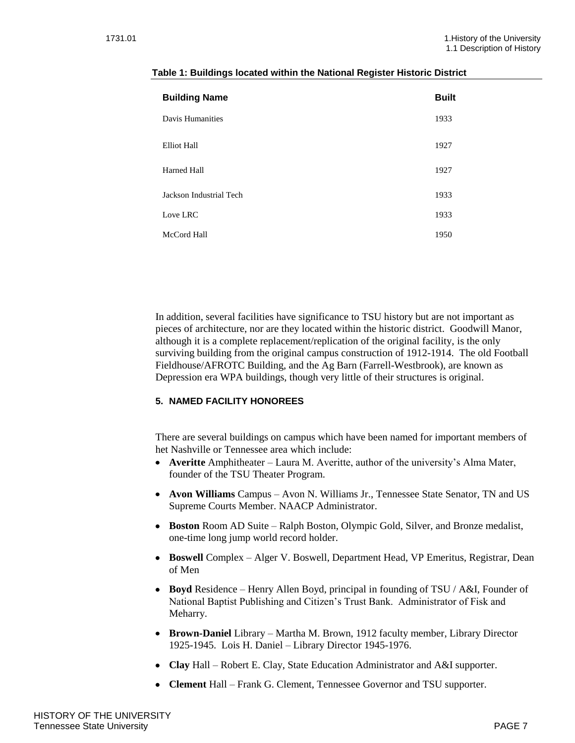**Table 1: Buildings located within the National Register Historic District**

| Building Name | Built |
|---|---|
| Davis Humanities | 1933 |
| Elliot Hall | 1927 |
| Harned Hall | 1927 |
| Jackson Industrial Tech | 1933 |
| Love LRC | 1933 |
| McCord Hall | 1950 |

In addition, several facilities have significance to TSU history but are not important as pieces of architecture, nor are they located within the historic district. Goodwill Manor, although it is a complete replacement/replication of the original facility, is the only surviving building from the original campus construction of 1912-1914. The old Football Fieldhouse/AFROTC Building, and the Ag Barn (Farrell-Westbrook), are known as Depression era WPA buildings, though very little of their structures is original.

#### 5. NAMED FACILITY HONOREES

There are several buildings on campus which have been named for important members of het Nashville or Tennessee area which include:

- **Averitte** Amphitheater – Laura M. Averitte, author of the university's Alma Mater, founder of the TSU Theater Program.
- **Avon Williams** Campus – Avon N. Williams Jr., Tennessee State Senator, TN and US Supreme Courts Member. NAACP Administrator.
- **Boston** Room AD Suite – Ralph Boston, Olympic Gold, Silver, and Bronze medalist, one-time long jump world record holder.
- **Boswell** Complex – Alger V. Boswell, Department Head, VP Emeritus, Registrar, Dean of Men
- **Boyd** Residence – Henry Allen Boyd, principal in founding of TSU / A&I, Founder of National Baptist Publishing and Citizen's Trust Bank. Administrator of Fisk and Meharry.
- **Brown-Daniel** Library – Martha M. Brown, 1912 faculty member, Library Director 1925-1945. Lois H. Daniel – Library Director 1945-1976.
- **Clay** Hall – Robert E. Clay, State Education Administrator and A&I supporter.
- **Clement** Hall – Frank G. Clement, Tennessee Governor and TSU supporter.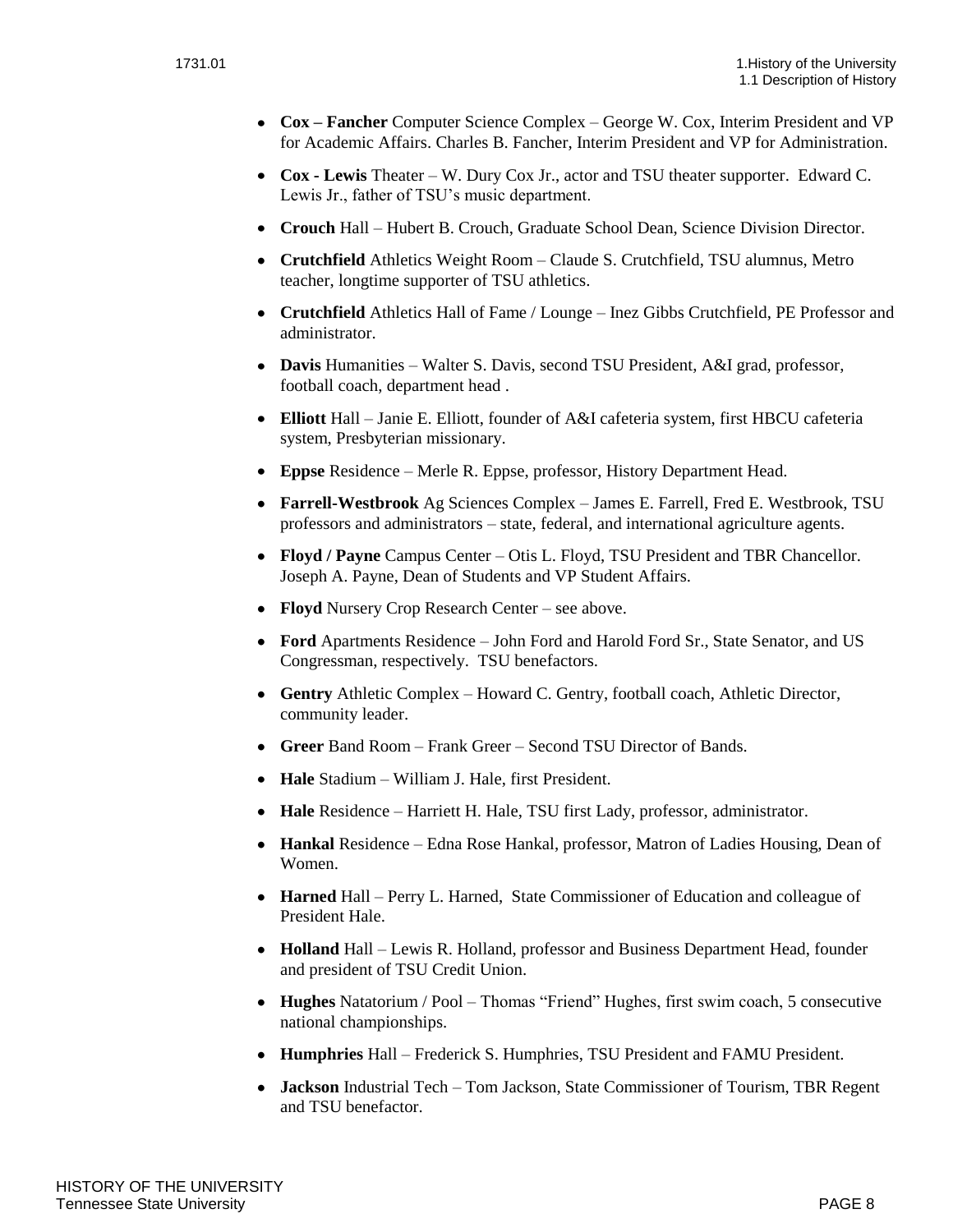- **Cox – Fancher** Computer Science Complex – George W. Cox, Interim President and VP for Academic Affairs. Charles B. Fancher, Interim President and VP for Administration.
- **Cox - Lewis** Theater – W. Dury Cox Jr., actor and TSU theater supporter. Edward C. Lewis Jr., father of TSU's music department.
- **Crouch** Hall – Hubert B. Crouch, Graduate School Dean, Science Division Director.
- **Crutchfield** Athletics Weight Room – Claude S. Crutchfield, TSU alumnus, Metro teacher, longtime supporter of TSU athletics.
- **Crutchfield** Athletics Hall of Fame / Lounge – Inez Gibbs Crutchfield, PE Professor and administrator.
- **Davis** Humanities – Walter S. Davis, second TSU President, A&I grad, professor, football coach, department head .
- **Elliott** Hall – Janie E. Elliott, founder of A&I cafeteria system, first HBCU cafeteria system, Presbyterian missionary.
- **Eppse** Residence – Merle R. Eppse, professor, History Department Head.
- **Farrell-Westbrook** Ag Sciences Complex – James E. Farrell, Fred E. Westbrook, TSU professors and administrators – state, federal, and international agriculture agents.
- **Floyd / Payne** Campus Center – Otis L. Floyd, TSU President and TBR Chancellor. Joseph A. Payne, Dean of Students and VP Student Affairs.
- **Floyd** Nursery Crop Research Center – see above.
- **Ford** Apartments Residence – John Ford and Harold Ford Sr., State Senator, and US Congressman, respectively. TSU benefactors.
- **Gentry** Athletic Complex – Howard C. Gentry, football coach, Athletic Director, community leader.
- **Greer** Band Room – Frank Greer – Second TSU Director of Bands.
- **Hale** Stadium – William J. Hale, first President.
- **Hale** Residence – Harriett H. Hale, TSU first Lady, professor, administrator.
- **Hankal** Residence – Edna Rose Hankal, professor, Matron of Ladies Housing, Dean of Women.
- **Harned** Hall – Perry L. Harned, State Commissioner of Education and colleague of President Hale.
- **Holland** Hall – Lewis R. Holland, professor and Business Department Head, founder and president of TSU Credit Union.
- **Hughes** Natatorium / Pool – Thomas "Friend" Hughes, first swim coach, 5 consecutive national championships.
- **Humphries** Hall – Frederick S. Humphries, TSU President and FAMU President.
- **Jackson** Industrial Tech – Tom Jackson, State Commissioner of Tourism, TBR Regent and TSU benefactor.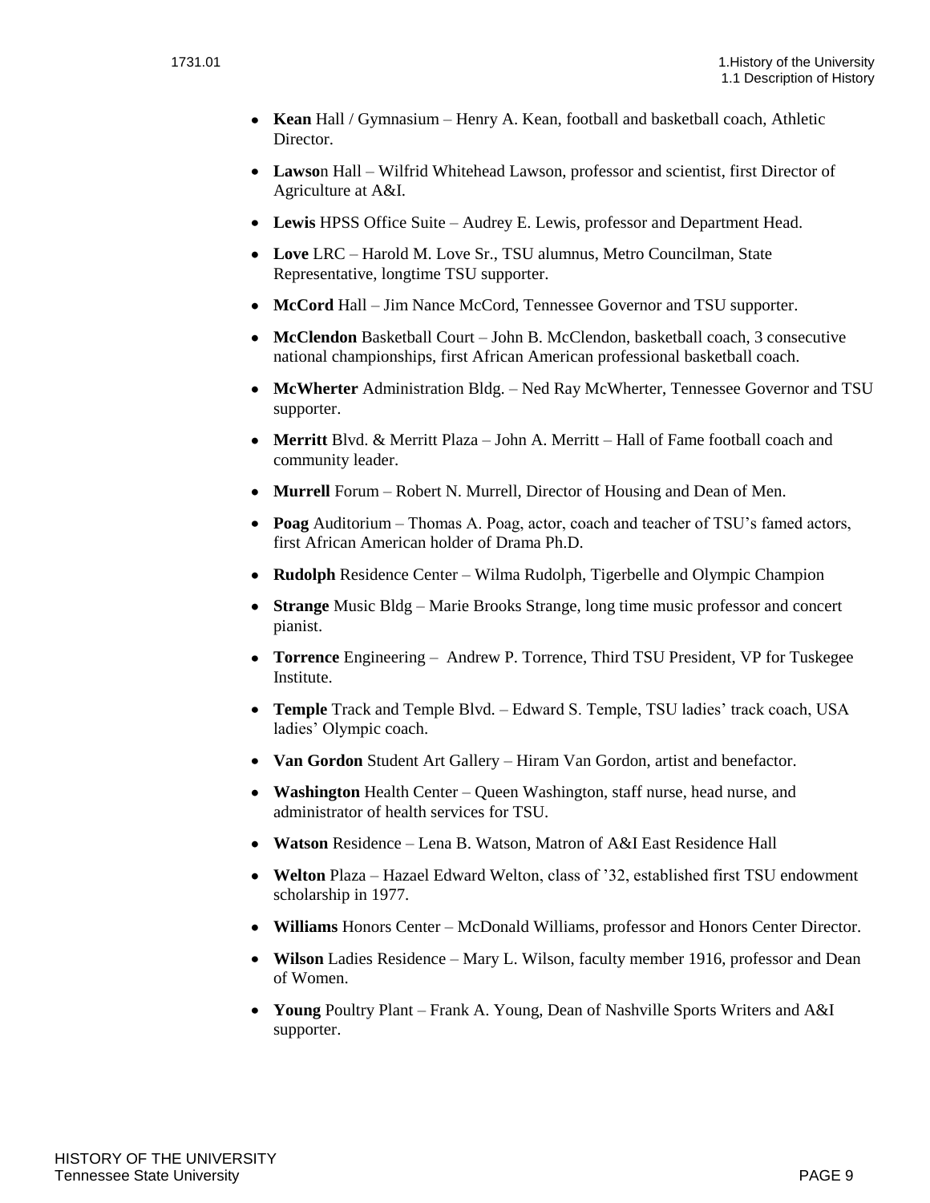- **Kean** Hall / Gymnasium – Henry A. Kean, football and basketball coach, Athletic Director.
- **Lawso**n Hall – Wilfrid Whitehead Lawson, professor and scientist, first Director of Agriculture at A&I.
- **Lewis** HPSS Office Suite – Audrey E. Lewis, professor and Department Head.
- **Love** LRC – Harold M. Love Sr., TSU alumnus, Metro Councilman, State Representative, longtime TSU supporter.
- **McCord** Hall – Jim Nance McCord, Tennessee Governor and TSU supporter.
- **McClendon** Basketball Court – John B. McClendon, basketball coach, 3 consecutive national championships, first African American professional basketball coach.
- **McWherter** Administration Bldg. – Ned Ray McWherter, Tennessee Governor and TSU supporter.
- **Merritt** Blvd. & Merritt Plaza – John A. Merritt – Hall of Fame football coach and community leader.
- **Murrell** Forum – Robert N. Murrell, Director of Housing and Dean of Men.
- **Poag** Auditorium – Thomas A. Poag, actor, coach and teacher of TSU's famed actors, first African American holder of Drama Ph.D.
- **Rudolph** Residence Center – Wilma Rudolph, Tigerbelle and Olympic Champion
- **Strange** Music Bldg – Marie Brooks Strange, long time music professor and concert pianist.
- **Torrence** Engineering – Andrew P. Torrence, Third TSU President, VP for Tuskegee Institute.
- **Temple** Track and Temple Blvd. – Edward S. Temple, TSU ladies' track coach, USA ladies' Olympic coach.
- **Van Gordon** Student Art Gallery – Hiram Van Gordon, artist and benefactor.
- **Washington** Health Center – Queen Washington, staff nurse, head nurse, and administrator of health services for TSU.
- **Watson** Residence – Lena B. Watson, Matron of A&I East Residence Hall
- **Welton** Plaza – Hazael Edward Welton, class of '32, established first TSU endowment scholarship in 1977.
- **Williams** Honors Center – McDonald Williams, professor and Honors Center Director.
- **Wilson** Ladies Residence – Mary L. Wilson, faculty member 1916, professor and Dean of Women.
- **Young** Poultry Plant – Frank A. Young, Dean of Nashville Sports Writers and A&I supporter.